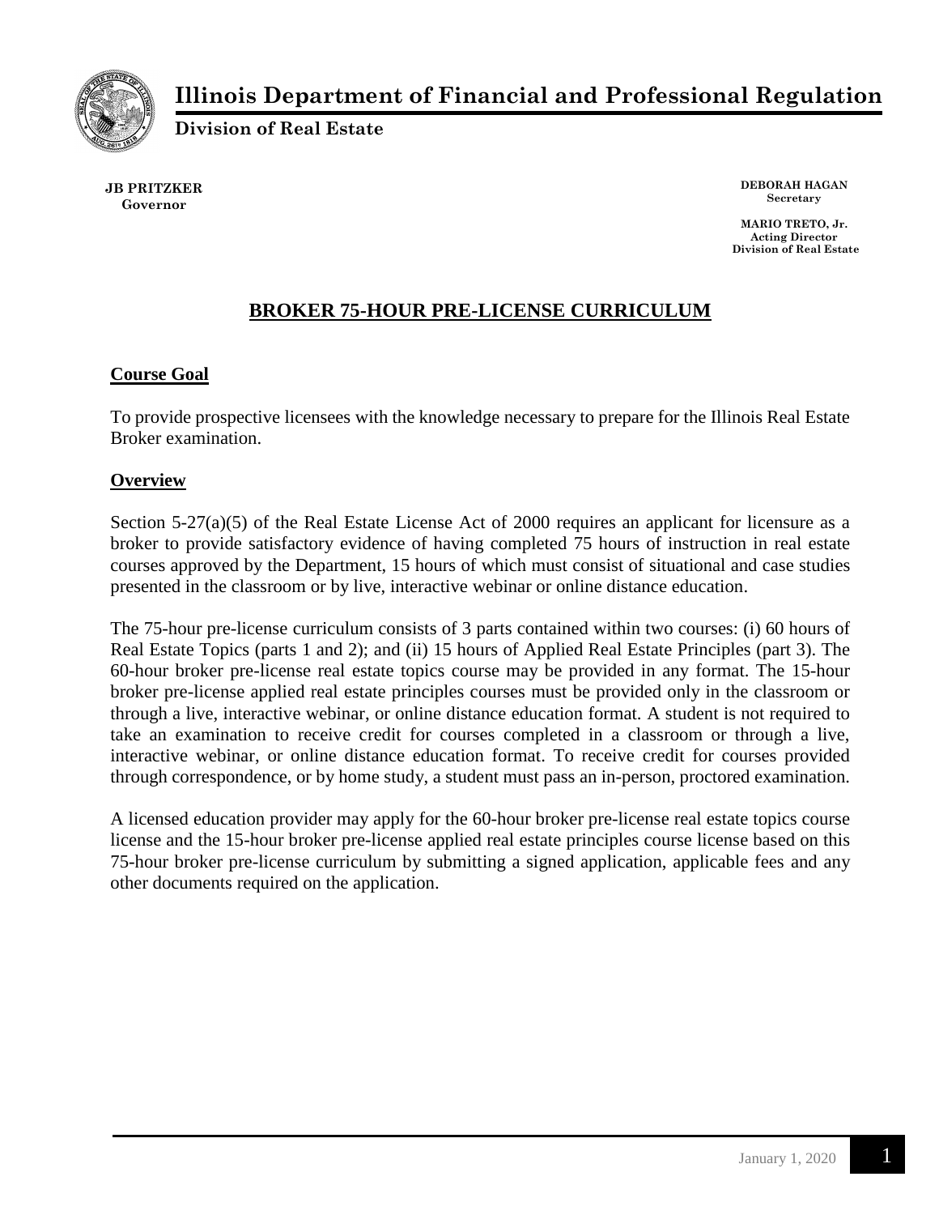# Illinois Department of Financial and Professional Regulation

**Division of Real Estate**

**JB PRITZKER**
**Governor**

**DEBORAH HAGAN**
**Secretary**

**MARIO TRETO, Jr.**
**Acting Director**
**Division of Real Estate**

## BROKER 75-HOUR PRE-LICENSE CURRICULUM

### Course Goal

To provide prospective licensees with the knowledge necessary to prepare for the Illinois Real Estate Broker examination.

### Overview

Section 5-27(a)(5) of the Real Estate License Act of 2000 requires an applicant for licensure as a broker to provide satisfactory evidence of having completed 75 hours of instruction in real estate courses approved by the Department, 15 hours of which must consist of situational and case studies presented in the classroom or by live, interactive webinar or online distance education.

The 75-hour pre-license curriculum consists of 3 parts contained within two courses: (i) 60 hours of Real Estate Topics (parts 1 and 2); and (ii) 15 hours of Applied Real Estate Principles (part 3). The 60-hour broker pre-license real estate topics course may be provided in any format. The 15-hour broker pre-license applied real estate principles courses must be provided only in the classroom or through a live, interactive webinar, or online distance education format. A student is not required to take an examination to receive credit for courses completed in a classroom or through a live, interactive webinar, or online distance education format. To receive credit for courses provided through correspondence, or by home study, a student must pass an in-person, proctored examination.

A licensed education provider may apply for the 60-hour broker pre-license real estate topics course license and the 15-hour broker pre-license applied real estate principles course license based on this 75-hour broker pre-license curriculum by submitting a signed application, applicable fees and any other documents required on the application.

January 1, 2020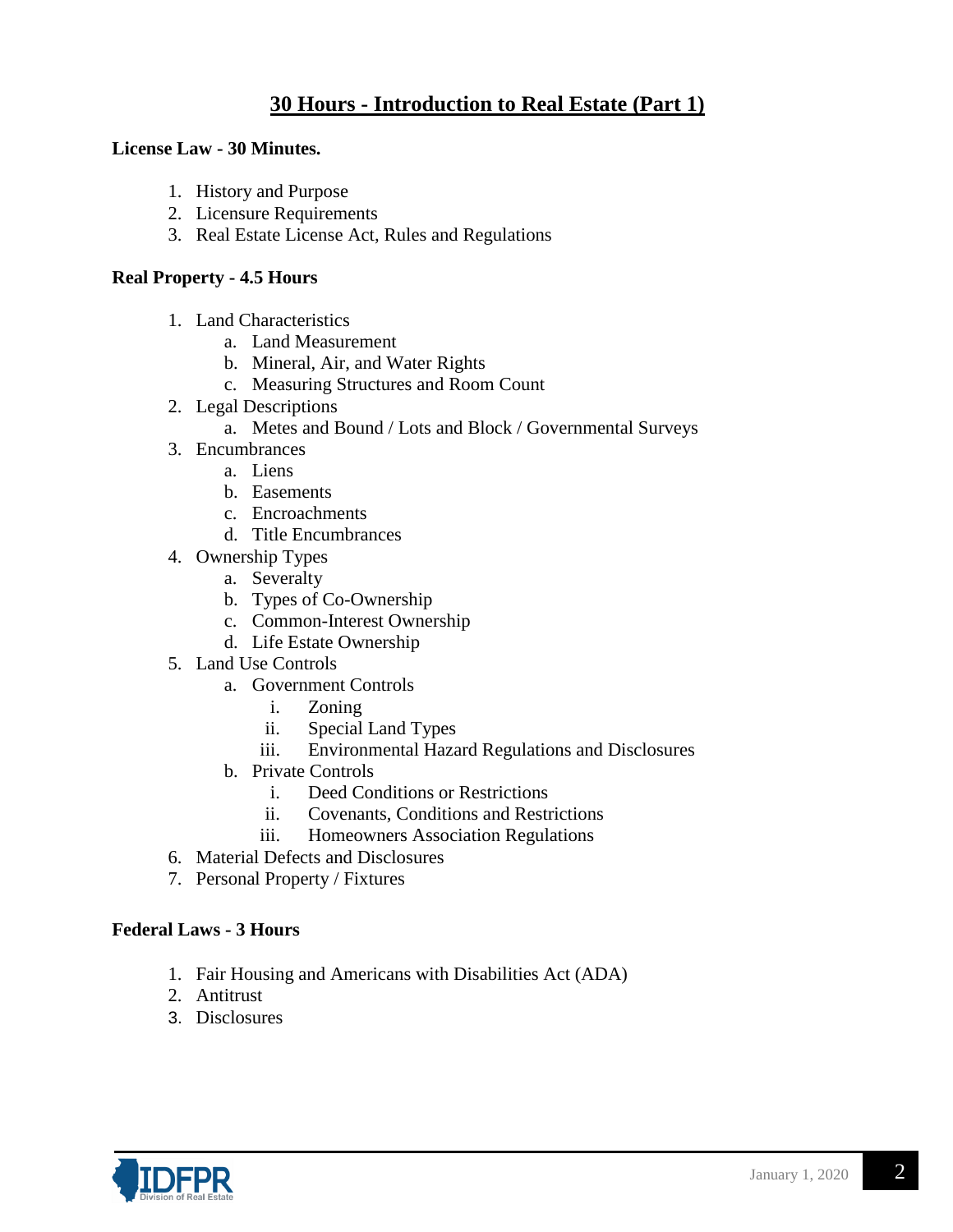# 30 Hours - Introduction to Real Estate (Part 1)

**License Law - 30 Minutes.**

1. History and Purpose
2. Licensure Requirements
3. Real Estate License Act, Rules and Regulations

**Real Property - 4.5 Hours**

1. Land Characteristics
   a. Land Measurement
   b. Mineral, Air, and Water Rights
   c. Measuring Structures and Room Count
2. Legal Descriptions
   a. Metes and Bound / Lots and Block / Governmental Surveys
3. Encumbrances
   a. Liens
   b. Easements
   c. Encroachments
   d. Title Encumbrances
4. Ownership Types
   a. Severalty
   b. Types of Co-Ownership
   c. Common-Interest Ownership
   d. Life Estate Ownership
5. Land Use Controls
   a. Government Controls
      i. Zoning
      ii. Special Land Types
      iii. Environmental Hazard Regulations and Disclosures
   b. Private Controls
      i. Deed Conditions or Restrictions
      ii. Covenants, Conditions and Restrictions
      iii. Homeowners Association Regulations
6. Material Defects and Disclosures
7. Personal Property / Fixtures

**Federal Laws - 3 Hours**

1. Fair Housing and Americans with Disabilities Act (ADA)
2. Antitrust
3. Disclosures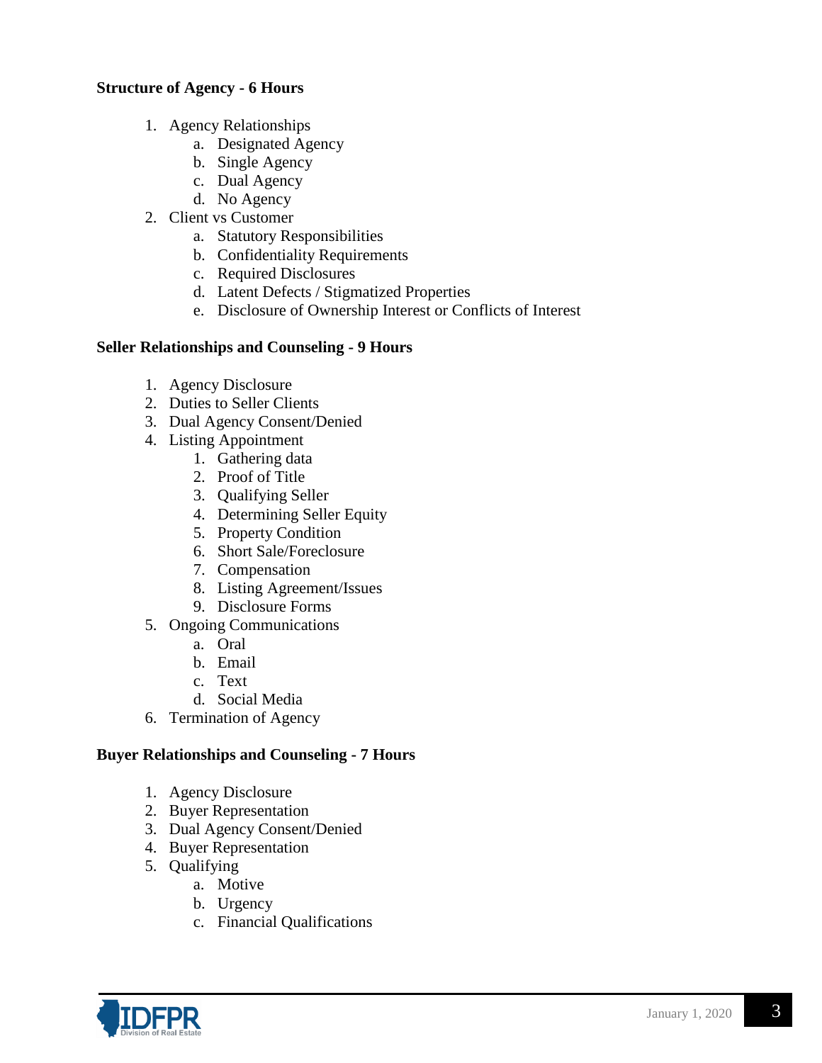**Structure of Agency - 6 Hours**

1. Agency Relationships
    a. Designated Agency
    b. Single Agency
    c. Dual Agency
    d. No Agency
2. Client vs Customer
    a. Statutory Responsibilities
    b. Confidentiality Requirements
    c. Required Disclosures
    d. Latent Defects / Stigmatized Properties
    e. Disclosure of Ownership Interest or Conflicts of Interest

**Seller Relationships and Counseling - 9 Hours**

1. Agency Disclosure
2. Duties to Seller Clients
3. Dual Agency Consent/Denied
4. Listing Appointment
    1. Gathering data
    2. Proof of Title
    3. Qualifying Seller
    4. Determining Seller Equity
    5. Property Condition
    6. Short Sale/Foreclosure
    7. Compensation
    8. Listing Agreement/Issues
    9. Disclosure Forms
5. Ongoing Communications
    a. Oral
    b. Email
    c. Text
    d. Social Media
6. Termination of Agency

**Buyer Relationships and Counseling - 7 Hours**

1. Agency Disclosure
2. Buyer Representation
3. Dual Agency Consent/Denied
4. Buyer Representation
5. Qualifying
    a. Motive
    b. Urgency
    c. Financial Qualifications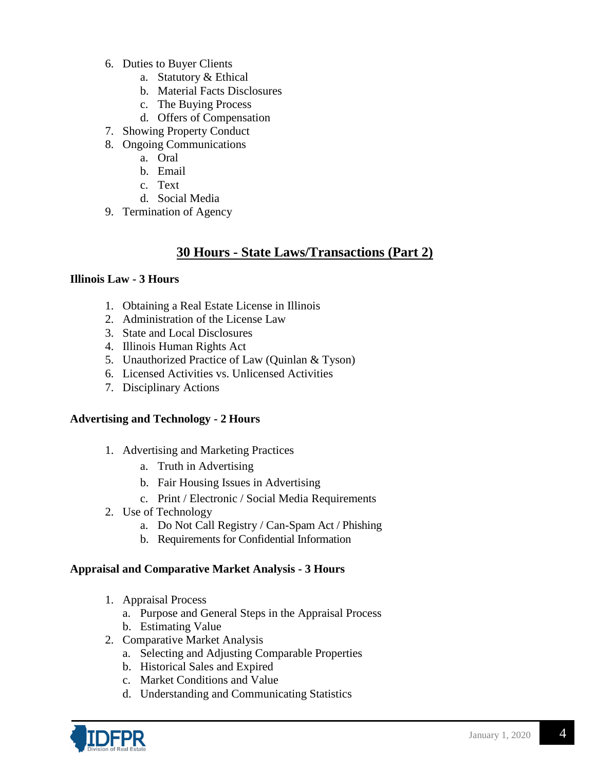6. Duties to Buyer Clients
    a. Statutory & Ethical
    b. Material Facts Disclosures
    c. The Buying Process
    d. Offers of Compensation
7. Showing Property Conduct
8. Ongoing Communications
    a. Oral
    b. Email
    c. Text
    d. Social Media
9. Termination of Agency

## 30 Hours - State Laws/Transactions (Part 2)

**Illinois Law - 3 Hours**

1. Obtaining a Real Estate License in Illinois
2. Administration of the License Law
3. State and Local Disclosures
4. Illinois Human Rights Act
5. Unauthorized Practice of Law (Quinlan & Tyson)
6. Licensed Activities vs. Unlicensed Activities
7. Disciplinary Actions

**Advertising and Technology - 2 Hours**

1. Advertising and Marketing Practices
    a. Truth in Advertising
    b. Fair Housing Issues in Advertising
    c. Print / Electronic / Social Media Requirements
2. Use of Technology
    a. Do Not Call Registry / Can-Spam Act / Phishing
    b. Requirements for Confidential Information

**Appraisal and Comparative Market Analysis - 3 Hours**

1. Appraisal Process
    a. Purpose and General Steps in the Appraisal Process
    b. Estimating Value
2. Comparative Market Analysis
    a. Selecting and Adjusting Comparable Properties
    b. Historical Sales and Expired
    c. Market Conditions and Value
    d. Understanding and Communicating Statistics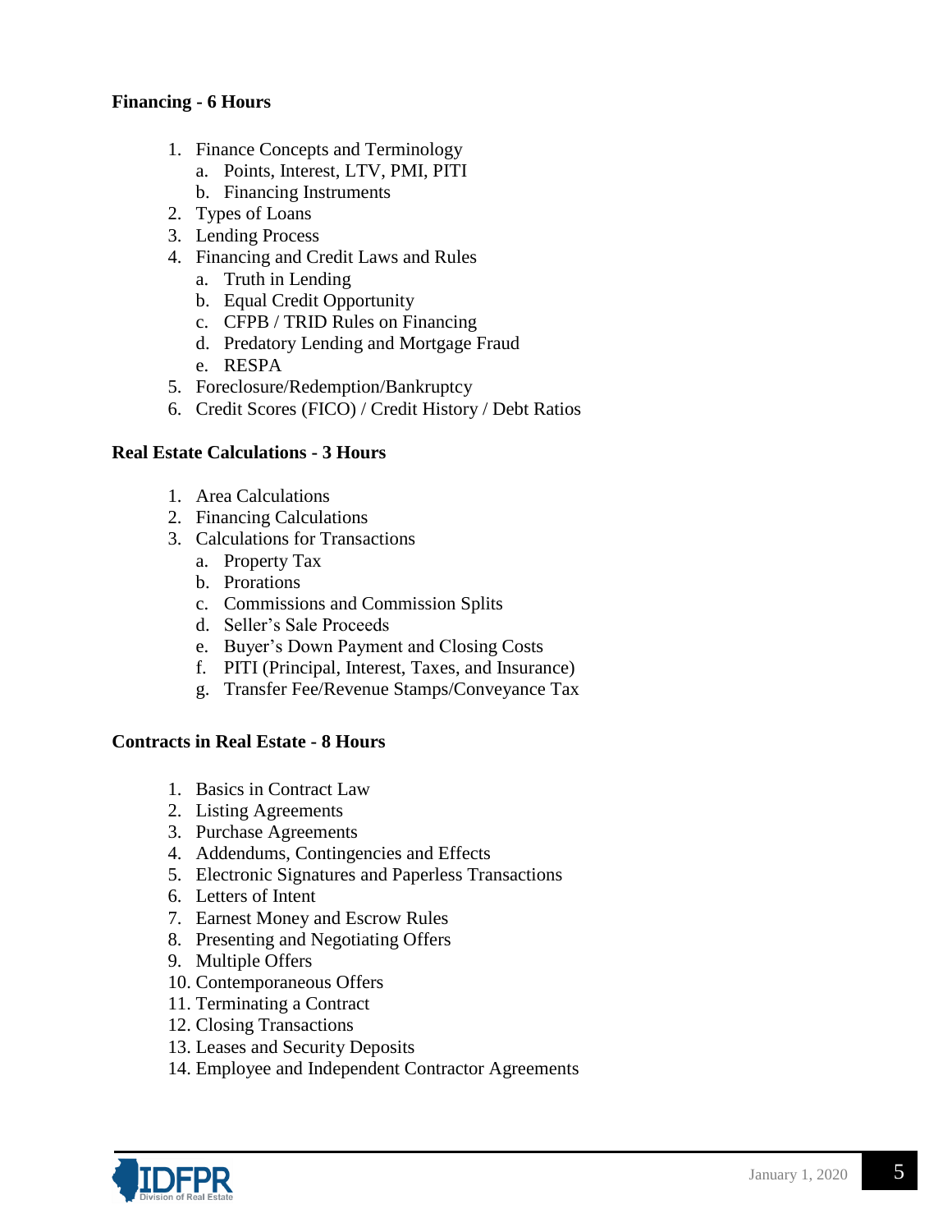**Financing - 6 Hours**

1. Finance Concepts and Terminology
   a. Points, Interest, LTV, PMI, PITI
   b. Financing Instruments
2. Types of Loans
3. Lending Process
4. Financing and Credit Laws and Rules
   a. Truth in Lending
   b. Equal Credit Opportunity
   c. CFPB / TRID Rules on Financing
   d. Predatory Lending and Mortgage Fraud
   e. RESPA
5. Foreclosure/Redemption/Bankruptcy
6. Credit Scores (FICO) / Credit History / Debt Ratios

**Real Estate Calculations - 3 Hours**

1. Area Calculations
2. Financing Calculations
3. Calculations for Transactions
   a. Property Tax
   b. Prorations
   c. Commissions and Commission Splits
   d. Seller's Sale Proceeds
   e. Buyer's Down Payment and Closing Costs
   f. PITI (Principal, Interest, Taxes, and Insurance)
   g. Transfer Fee/Revenue Stamps/Conveyance Tax

**Contracts in Real Estate - 8 Hours**

1. Basics in Contract Law
2. Listing Agreements
3. Purchase Agreements
4. Addendums, Contingencies and Effects
5. Electronic Signatures and Paperless Transactions
6. Letters of Intent
7. Earnest Money and Escrow Rules
8. Presenting and Negotiating Offers
9. Multiple Offers
10. Contemporaneous Offers
11. Terminating a Contract
12. Closing Transactions
13. Leases and Security Deposits
14. Employee and Independent Contractor Agreements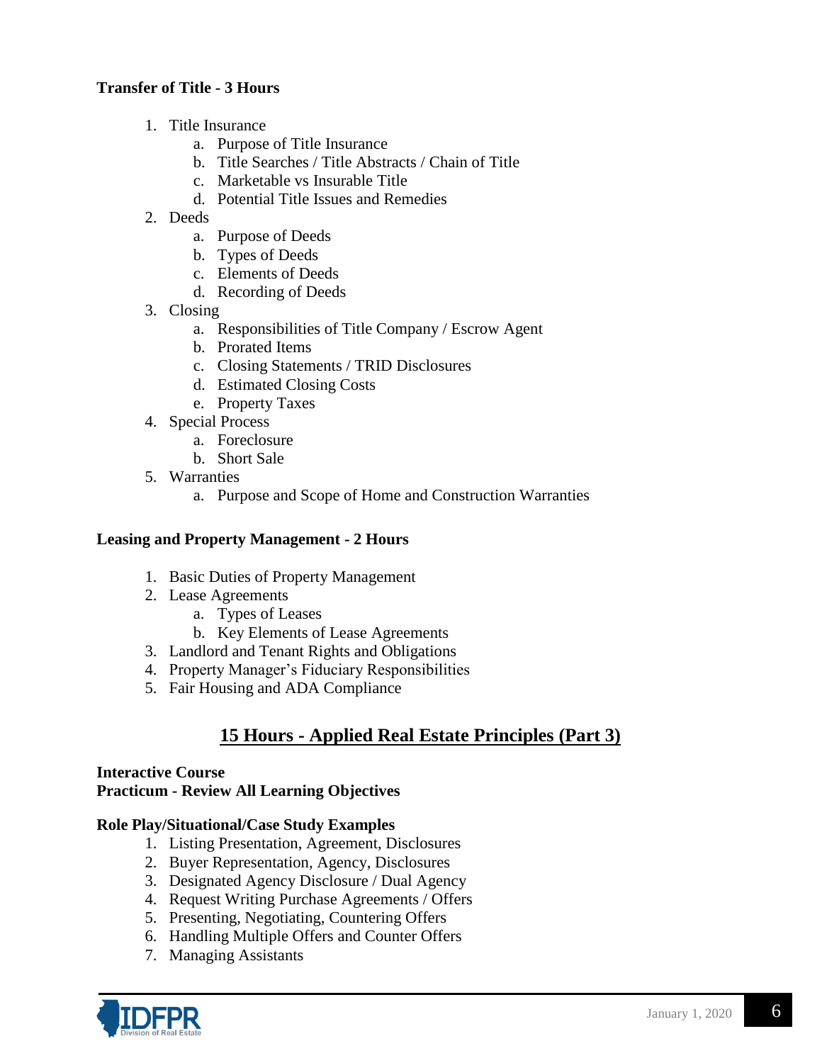**Transfer of Title - 3 Hours**

1. Title Insurance
    a. Purpose of Title Insurance
    b. Title Searches / Title Abstracts / Chain of Title
    c. Marketable vs Insurable Title
    d. Potential Title Issues and Remedies
2. Deeds
    a. Purpose of Deeds
    b. Types of Deeds
    c. Elements of Deeds
    d. Recording of Deeds
3. Closing
    a. Responsibilities of Title Company / Escrow Agent
    b. Prorated Items
    c. Closing Statements / TRID Disclosures
    d. Estimated Closing Costs
    e. Property Taxes
4. Special Process
    a. Foreclosure
    b. Short Sale
5. Warranties
    a. Purpose and Scope of Home and Construction Warranties

**Leasing and Property Management - 2 Hours**

1. Basic Duties of Property Management
2. Lease Agreements
    a. Types of Leases
    b. Key Elements of Lease Agreements
3. Landlord and Tenant Rights and Obligations
4. Property Manager's Fiduciary Responsibilities
5. Fair Housing and ADA Compliance

## 15 Hours - Applied Real Estate Principles (Part 3)

**Interactive Course**
**Practicum - Review All Learning Objectives**

**Role Play/Situational/Case Study Examples**

1. Listing Presentation, Agreement, Disclosures
2. Buyer Representation, Agency, Disclosures
3. Designated Agency Disclosure / Dual Agency
4. Request Writing Purchase Agreements / Offers
5. Presenting, Negotiating, Countering Offers
6. Handling Multiple Offers and Counter Offers
7. Managing Assistants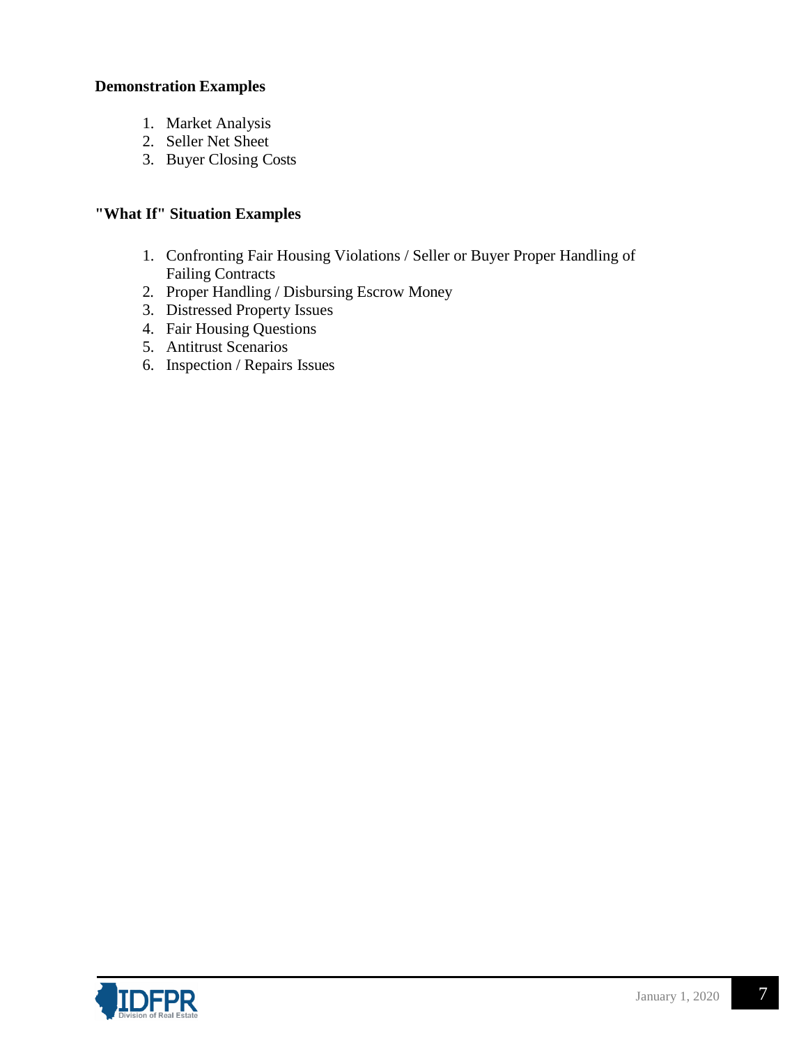**Demonstration Examples**

1. Market Analysis
2. Seller Net Sheet
3. Buyer Closing Costs

**"What If" Situation Examples**

1. Confronting Fair Housing Violations / Seller or Buyer Proper Handling of Failing Contracts
2. Proper Handling / Disbursing Escrow Money
3. Distressed Property Issues
4. Fair Housing Questions
5. Antitrust Scenarios
6. Inspection / Repairs Issues